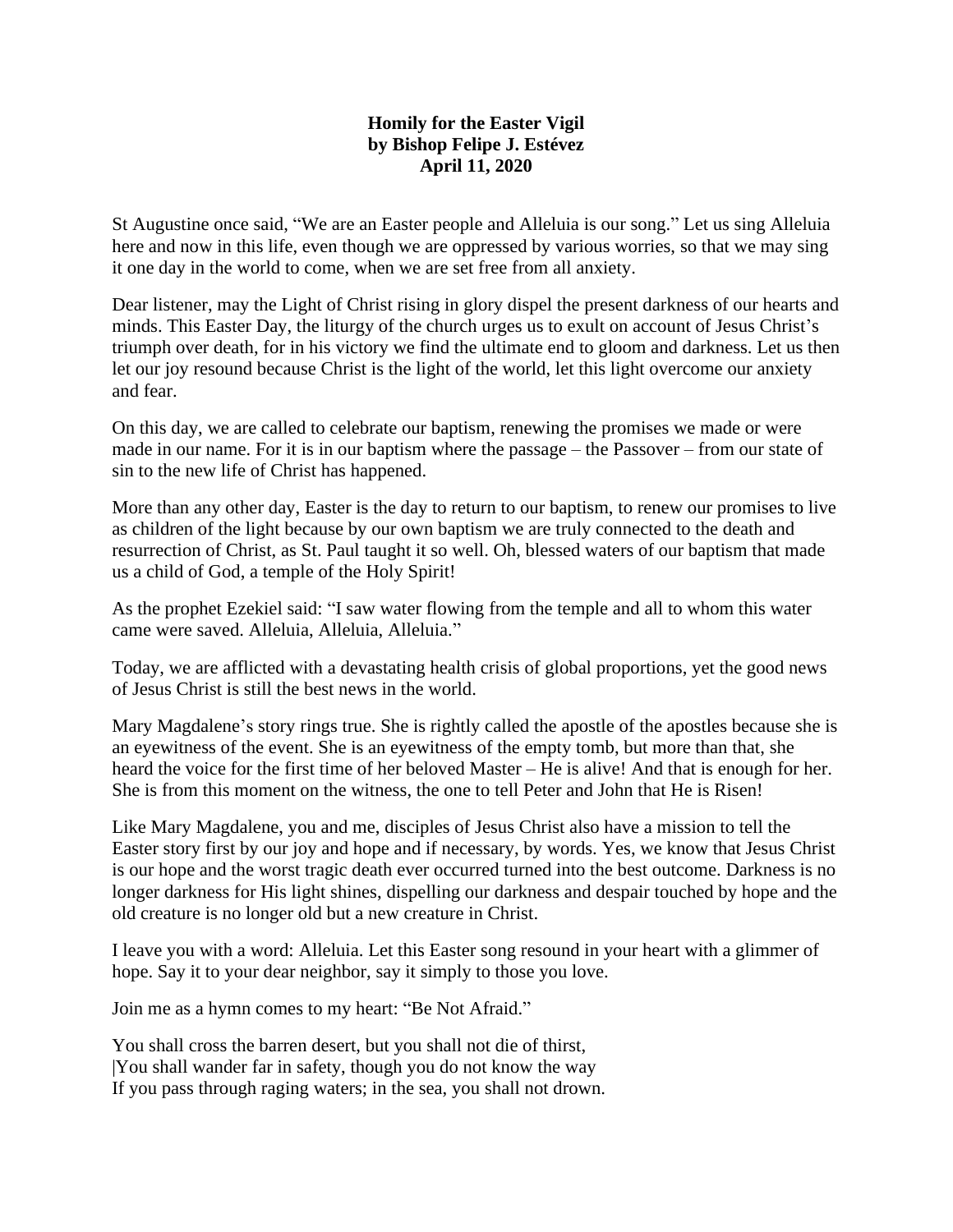**Homily for the Easter Vigil**
**by Bishop Felipe J. Estévez**
**April 11, 2020**

St Augustine once said, "We are an Easter people and Alleluia is our song." Let us sing Alleluia here and now in this life, even though we are oppressed by various worries, so that we may sing it one day in the world to come, when we are set free from all anxiety.

Dear listener, may the Light of Christ rising in glory dispel the present darkness of our hearts and minds. This Easter Day, the liturgy of the church urges us to exult on account of Jesus Christ's triumph over death, for in his victory we find the ultimate end to gloom and darkness. Let us then let our joy resound because Christ is the light of the world, let this light overcome our anxiety and fear.

On this day, we are called to celebrate our baptism, renewing the promises we made or were made in our name. For it is in our baptism where the passage – the Passover – from our state of sin to the new life of Christ has happened.

More than any other day, Easter is the day to return to our baptism, to renew our promises to live as children of the light because by our own baptism we are truly connected to the death and resurrection of Christ, as St. Paul taught it so well. Oh, blessed waters of our baptism that made us a child of God, a temple of the Holy Spirit!

As the prophet Ezekiel said: "I saw water flowing from the temple and all to whom this water came were saved. Alleluia, Alleluia, Alleluia."

Today, we are afflicted with a devastating health crisis of global proportions, yet the good news of Jesus Christ is still the best news in the world.

Mary Magdalene's story rings true. She is rightly called the apostle of the apostles because she is an eyewitness of the event. She is an eyewitness of the empty tomb, but more than that, she heard the voice for the first time of her beloved Master – He is alive! And that is enough for her. She is from this moment on the witness, the one to tell Peter and John that He is Risen!

Like Mary Magdalene, you and me, disciples of Jesus Christ also have a mission to tell the Easter story first by our joy and hope and if necessary, by words. Yes, we know that Jesus Christ is our hope and the worst tragic death ever occurred turned into the best outcome. Darkness is no longer darkness for His light shines, dispelling our darkness and despair touched by hope and the old creature is no longer old but a new creature in Christ.

I leave you with a word: Alleluia. Let this Easter song resound in your heart with a glimmer of hope. Say it to your dear neighbor, say it simply to those you love.

Join me as a hymn comes to my heart: "Be Not Afraid."

You shall cross the barren desert, but you shall not die of thirst,
|You shall wander far in safety, though you do not know the way
If you pass through raging waters; in the sea, you shall not drown.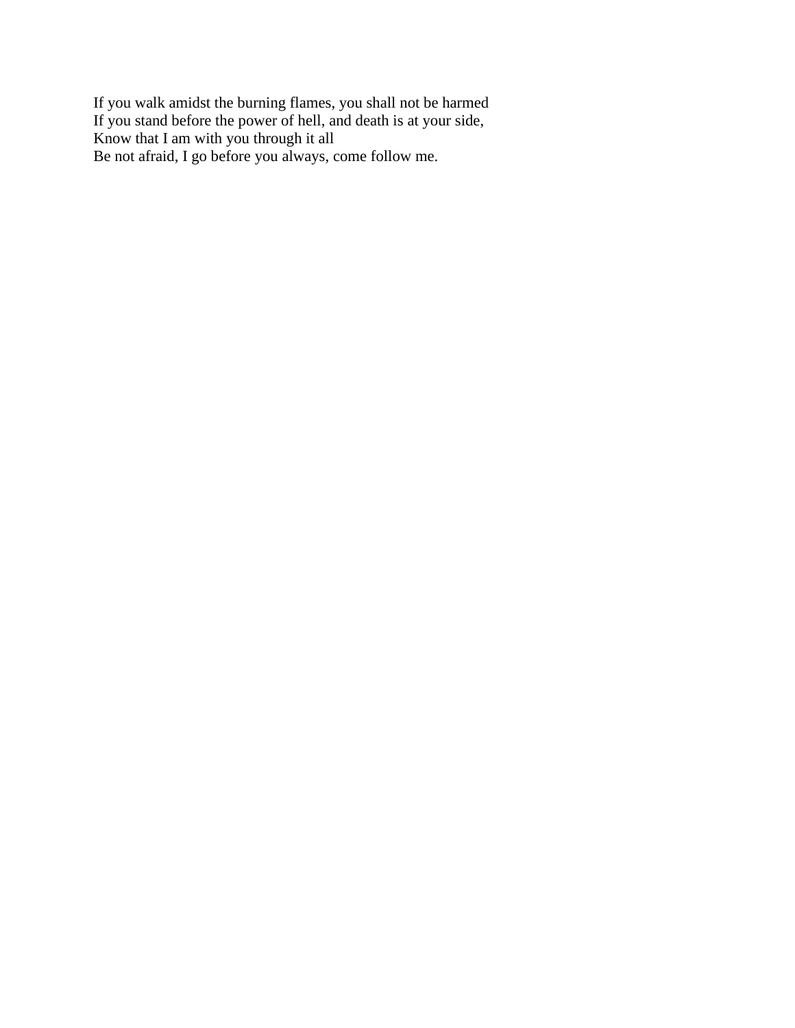If you walk amidst the burning flames, you shall not be harmed
If you stand before the power of hell, and death is at your side,
Know that I am with you through it all
Be not afraid, I go before you always, come follow me.